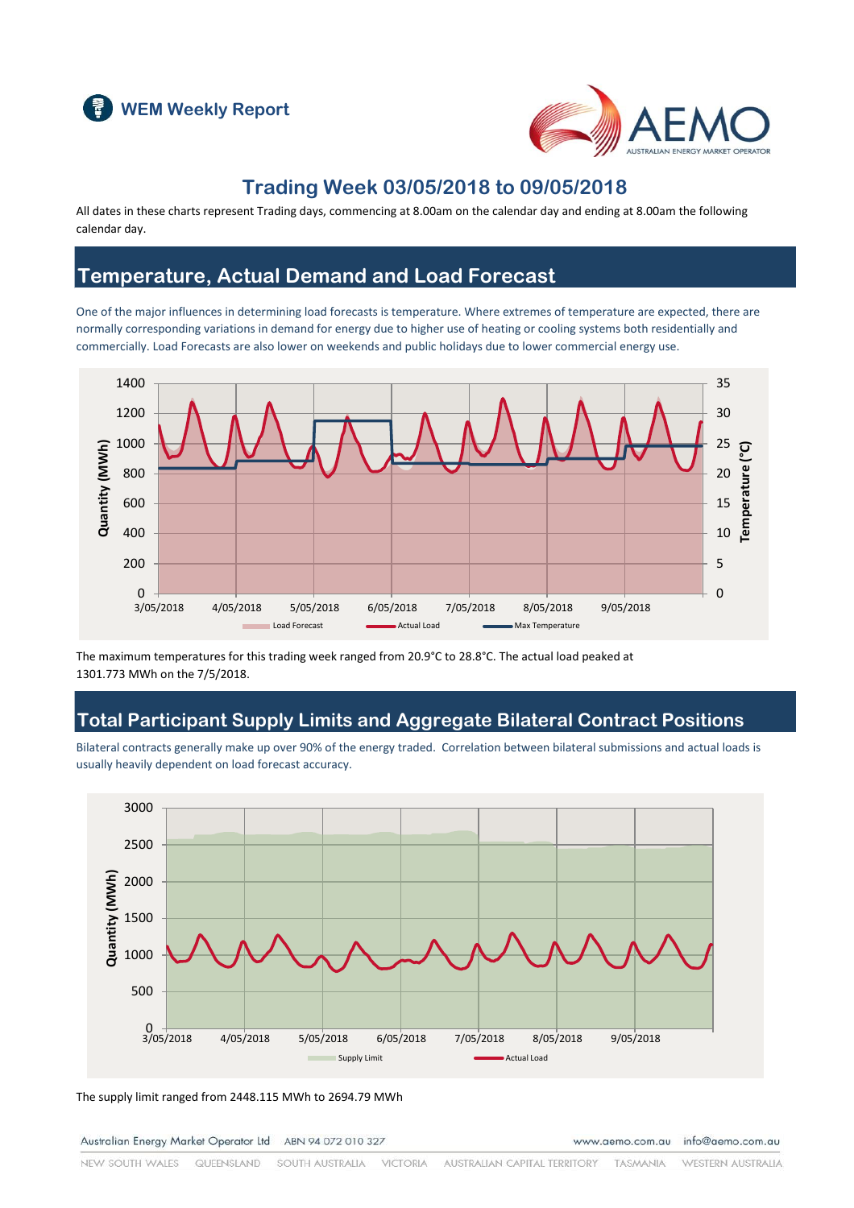WEM Weekly Report

# Trading Week 03/05/2018 to 09/05/2018

All dates in these charts represent Trading days, commencing at 8.00am on the calendar day and ending at 8.00am the following calendar day.

## Temperature, Actual Demand and Load Forecast

One of the major influences in determining load forecasts is temperature. Where extremes of temperature are expected, there are normally corresponding variations in demand for energy due to higher use of heating or cooling systems both residentially and commercially. Load Forecasts are also lower on weekends and public holidays due to lower commercial energy use.

The maximum temperatures for this trading week ranged from 20.9°C to 28.8°C. The actual load peaked at 1301.773 MWh on the 7/5/2018.

## Total Participant Supply Limits and Aggregate Bilateral Contract Positions

Bilateral contracts generally make up over 90% of the energy traded. Correlation between bilateral submissions and actual loads is usually heavily dependent on load forecast accuracy.

The supply limit ranged from 2448.115 MWh to 2694.79 MWh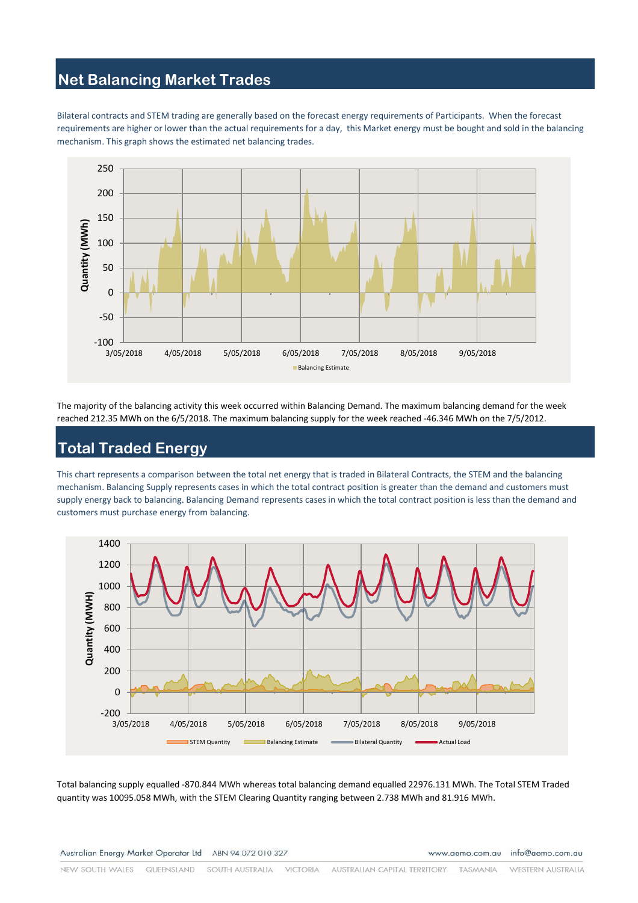## Net Balancing Market Trades

Bilateral contracts and STEM trading are generally based on the forecast energy requirements of Participants. When the forecast requirements are higher or lower than the actual requirements for a day, this Market energy must be bought and sold in the balancing mechanism. This graph shows the estimated net balancing trades.

The majority of the balancing activity this week occurred within Balancing Demand. The maximum balancing demand for the week reached 212.35 MWh on the 6/5/2018. The maximum balancing supply for the week reached -46.346 MWh on the 7/5/2012.

## Total Traded Energy

This chart represents a comparison between the total net energy that is traded in Bilateral Contracts, the STEM and the balancing mechanism. Balancing Supply represents cases in which the total contract position is greater than the demand and customers must supply energy back to balancing. Balancing Demand represents cases in which the total contract position is less than the demand and customers must purchase energy from balancing.

Total balancing supply equalled -870.844 MWh whereas total balancing demand equalled 22976.131 MWh. The Total STEM Traded quantity was 10095.058 MWh, with the STEM Clearing Quantity ranging between 2.738 MWh and 81.916 MWh.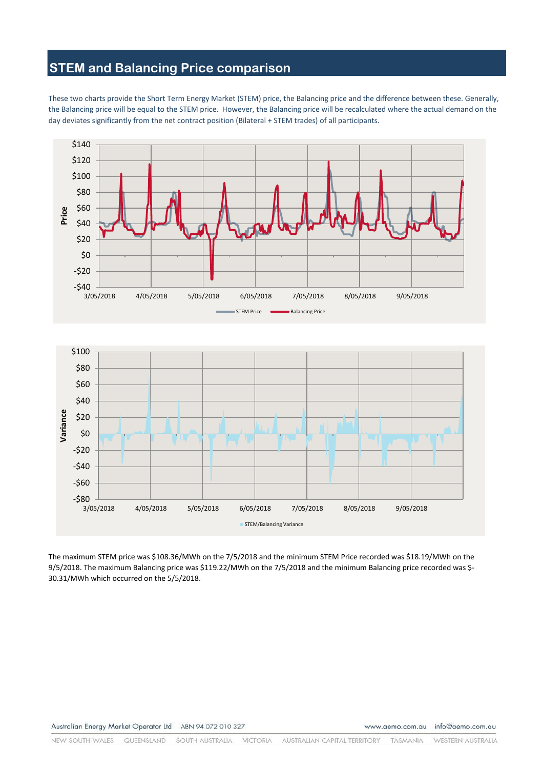## STEM and Balancing Price comparison

These two charts provide the Short Term Energy Market (STEM) price, the Balancing price and the difference between these. Generally, the Balancing price will be equal to the STEM price. However, the Balancing price will be recalculated where the actual demand on the day deviates significantly from the net contract position (Bilateral + STEM trades) of all participants.

Price

$140
$120
$100
$80
$60
$40
$20
$0
-$20
-$40

3/05/2018
4/05/2018
5/05/2018
6/05/2018
7/05/2018
8/05/2018
9/05/2018

STEM Price
Balancing Price

Variance

$100
$80
$60
$40
$20
$0
-$20
-$40
-$60
-$80

3/05/2018
4/05/2018
5/05/2018
6/05/2018
7/05/2018
8/05/2018
9/05/2018

STEM/Balancing Variance

The maximum STEM price was $108.36/MWh on the 7/5/2018 and the minimum STEM Price recorded was $18.19/MWh on the 9/5/2018. The maximum Balancing price was $119.22/MWh on the 7/5/2018 and the minimum Balancing price recorded was $-30.31/MWh which occurred on the 5/5/2018.